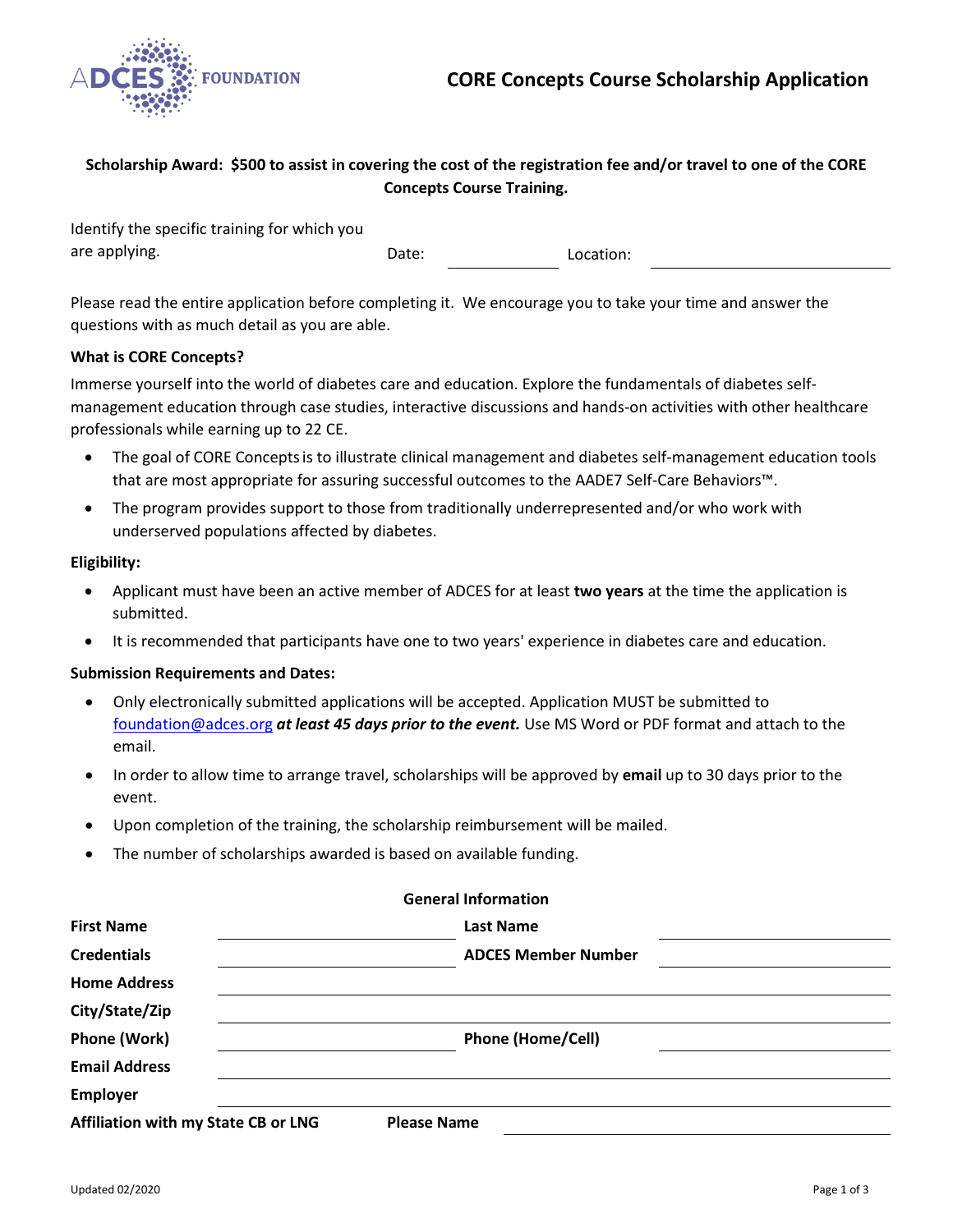ADCES FOUNDATION

# CORE Concepts Course Scholarship Application

**Scholarship Award: $500 to assist in covering the cost of the registration fee and/or travel to one of the CORE Concepts Course Training.**

Identify the specific training for which you are applying. Date: ______________ Location: ______________________

Please read the entire application before completing it. We encourage you to take your time and answer the questions with as much detail as you are able.

**What is CORE Concepts?**

Immerse yourself into the world of diabetes care and education. Explore the fundamentals of diabetes self-management education through case studies, interactive discussions and hands-on activities with other healthcare professionals while earning up to 22 CE.

- The goal of CORE Concepts is to illustrate clinical management and diabetes self-management education tools that are most appropriate for assuring successful outcomes to the AADE7 Self-Care Behaviors™.
- The program provides support to those from traditionally underrepresented and/or who work with underserved populations affected by diabetes.

**Eligibility:**

- Applicant must have been an active member of ADCES for at least **two years** at the time the application is submitted.
- It is recommended that participants have one to two years' experience in diabetes care and education.

**Submission Requirements and Dates:**

- Only electronically submitted applications will be accepted. Application MUST be submitted to foundation@adces.org ***at least 45 days prior to the event.*** Use MS Word or PDF format and attach to the email.
- In order to allow time to arrange travel, scholarships will be approved by **email** up to 30 days prior to the event.
- Upon completion of the training, the scholarship reimbursement will be mailed.
- The number of scholarships awarded is based on available funding.

**General Information**

| | | | |
|---|---|---|---|
| **First Name** | | **Last Name** | |
| **Credentials** | | **ADCES Member Number** | |
| **Home Address** | | | |
| **City/State/Zip** | | | |
| **Phone (Work)** | | **Phone (Home/Cell)** | |
| **Email Address** | | | |
| **Employer** | | | |
| **Affiliation with my State CB or LNG** | | **Please Name** | |

Updated 02/2020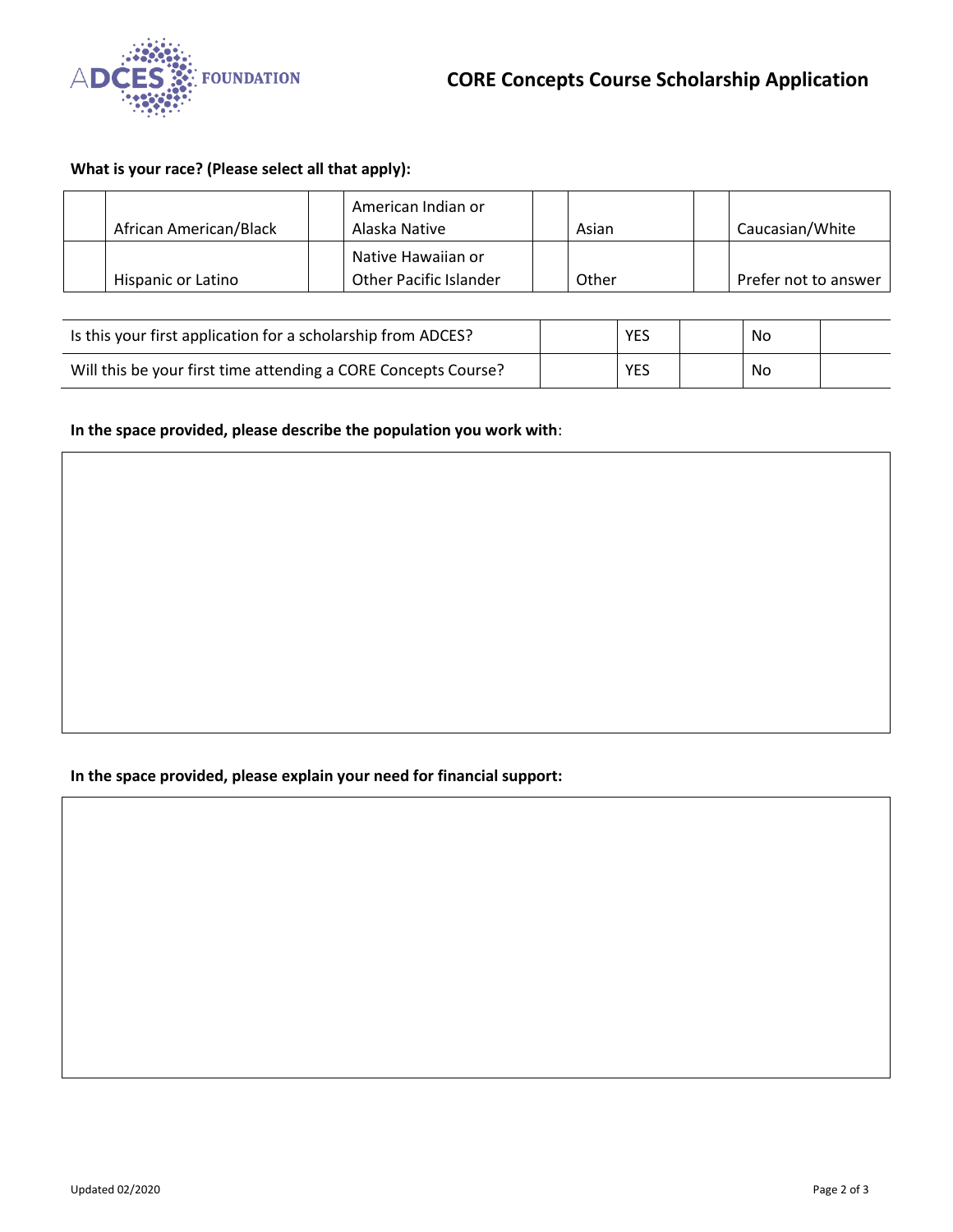**What is your race? (Please select all that apply):**

| | | | | | | | |
|---|---|---|---|---|---|---|---|
| | African American/Black | | American Indian or Alaska Native | | Asian | | Caucasian/White |
| | Hispanic or Latino | | Native Hawaiian or Other Pacific Islander | | Other | | Prefer not to answer |

| | | | | |
|---|---|---|---|---|
| Is this your first application for a scholarship from ADCES? | | YES | | No |
| Will this be your first time attending a CORE Concepts Course? | | YES | | No |

**In the space provided, please describe the population you work with**:

**In the space provided, please explain your need for financial support:**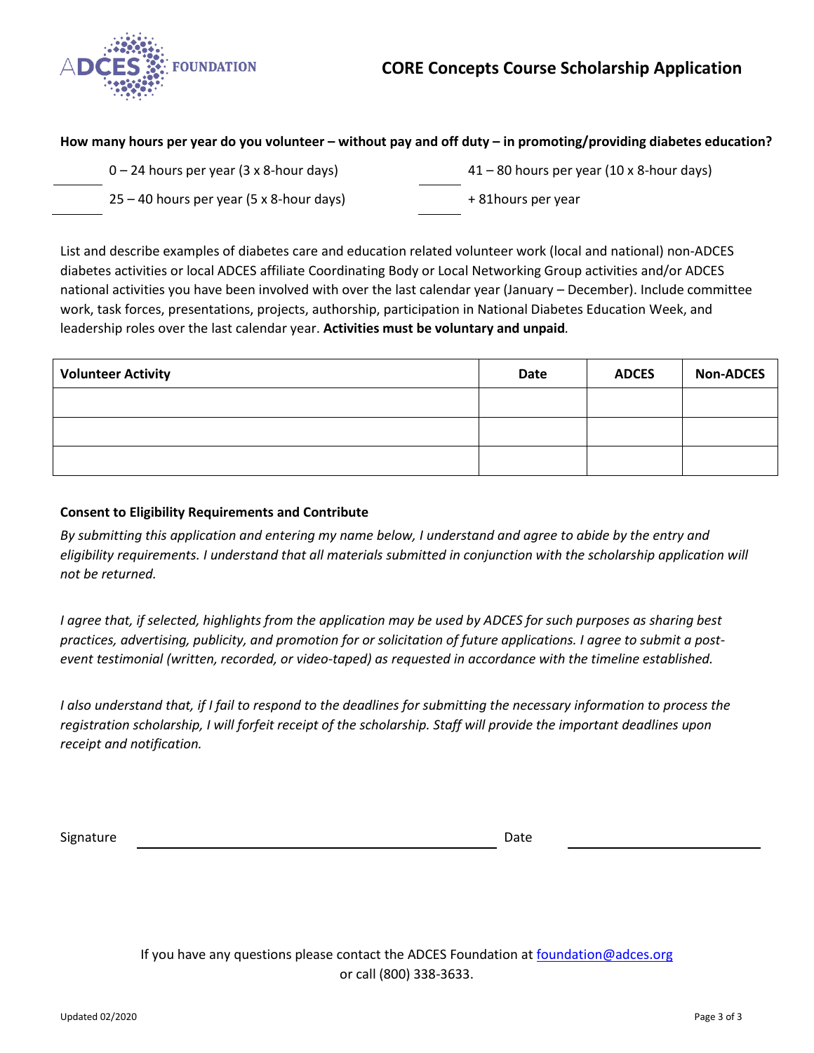# CORE Concepts Course Scholarship Application

**How many hours per year do you volunteer – without pay and off duty – in promoting/providing diabetes education?**

\_\_\_\_\_ 0 – 24 hours per year (3 x 8-hour days)

\_\_\_\_\_ 25 – 40 hours per year (5 x 8-hour days)

\_\_\_\_\_ 41 – 80 hours per year (10 x 8-hour days)

\_\_\_\_\_ + 81hours per year

List and describe examples of diabetes care and education related volunteer work (local and national) non-ADCES diabetes activities or local ADCES affiliate Coordinating Body or Local Networking Group activities and/or ADCES national activities you have been involved with over the last calendar year (January – December). Include committee work, task forces, presentations, projects, authorship, participation in National Diabetes Education Week, and leadership roles over the last calendar year. **Activities must be voluntary and unpaid**.

| Volunteer Activity | Date | ADCES | Non-ADCES |
|---|---|---|---|
| | | | |
| | | | |
| | | | |

**Consent to Eligibility Requirements and Contribute**

*By submitting this application and entering my name below, I understand and agree to abide by the entry and eligibility requirements. I understand that all materials submitted in conjunction with the scholarship application will not be returned.*

*I agree that, if selected, highlights from the application may be used by ADCES for such purposes as sharing best practices, advertising, publicity, and promotion for or solicitation of future applications. I agree to submit a post-event testimonial (written, recorded, or video-taped) as requested in accordance with the timeline established.*

*I also understand that, if I fail to respond to the deadlines for submitting the necessary information to process the registration scholarship, I will forfeit receipt of the scholarship. Staff will provide the important deadlines upon receipt and notification.*

Signature \_\_\_\_\_\_\_\_\_\_\_\_\_\_\_\_\_\_\_\_\_\_\_\_\_\_\_\_\_\_\_\_\_\_\_\_ Date \_\_\_\_\_\_\_\_\_\_\_\_\_\_\_\_\_\_\_\_

If you have any questions please contact the ADCES Foundation at foundation@adces.org or call (800) 338-3633.

Updated 02/2020